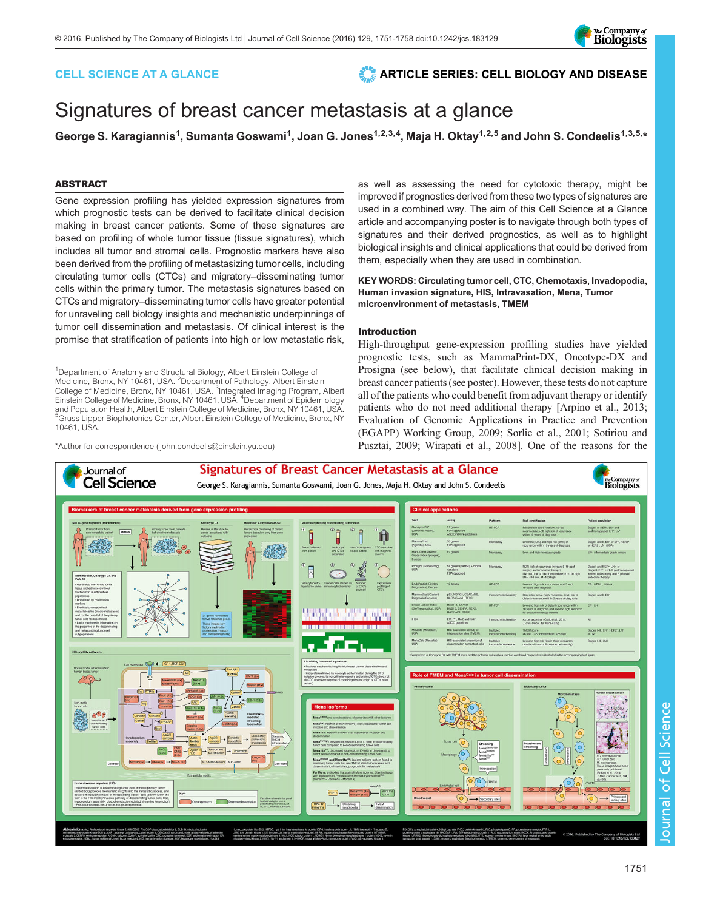CELL SCIENCE AT A GLANCE

ARTICLE SERIES: CELL BIOLOGY AND DISEASE

# Signatures of breast cancer metastasis at a glance

**George S. Karagiannis[1], Sumanta Goswami[1], Joan G. Jones[1,2,3,4], Maja H. Oktay[1,2,5] and John S. Condeelis[1,3,5,*]**

## ABSTRACT

Gene expression profiling has yielded expression signatures from which prognostic tests can be derived to facilitate clinical decision making in breast cancer patients. Some of these signatures are based on profiling of whole tumor tissue (tissue signatures), which includes all tumor and stromal cells. Prognostic markers have also been derived from the profiling of metastasizing tumor cells, including circulating tumor cells (CTCs) and migratory–disseminating tumor cells within the primary tumor. The metastasis signatures based on CTCs and migratory–disseminating tumor cells have greater potential for unraveling cell biology insights and mechanistic underpinnings of tumor cell dissemination and metastasis. Of clinical interest is the promise that stratification of patients into high or low metastatic risk, as well as assessing the need for cytotoxic therapy, might be improved if prognostics derived from these two types of signatures are used in a combined way. The aim of this Cell Science at a Glance article and accompanying poster is to navigate through both types of signatures and their derived prognostics, as well as to highlight biological insights and clinical applications that could be derived from them, especially when they are used in combination.

**KEY WORDS: Circulating tumor cell, CTC, Chemotaxis, Invadopodia, Human invasion signature, HIS, Intravasation, Mena, Tumor microenvironment of metastasis, TMEM**

[1]Department of Anatomy and Structural Biology, Albert Einstein College of Medicine, Bronx, NY 10461, USA. [2]Department of Pathology, Albert Einstein College of Medicine, Bronx, NY 10461, USA. [3]Integrated Imaging Program, Albert Einstein College of Medicine, Bronx, NY 10461, USA. [4]Department of Epidemiology and Population Health, Albert Einstein College of Medicine, Bronx, NY 10461, USA. [5]Gruss Lipper Biophotonics Center, Albert Einstein College of Medicine, Bronx, NY 10461, USA.

*Author for correspondence (john.condeelis@einstein.yu.edu)

## Introduction

High-throughput gene-expression profiling studies have yielded prognostic tests, such as MammaPrint-DX, Oncotype-DX and Prosigna (see below), that facilitate clinical decision making in breast cancer patients (see poster). However, these tests do not capture all of the patients who could benefit from adjuvant therapy or identify patients who do not need additional therapy [Arpino et al., 2013; Evaluation of Genomic Applications in Practice and Prevention (EGAPP) Working Group, 2009; Sorlie et al., 2001; Sotiriou and Pusztai, 2009; Wirapati et al., 2008]. One of the reasons for the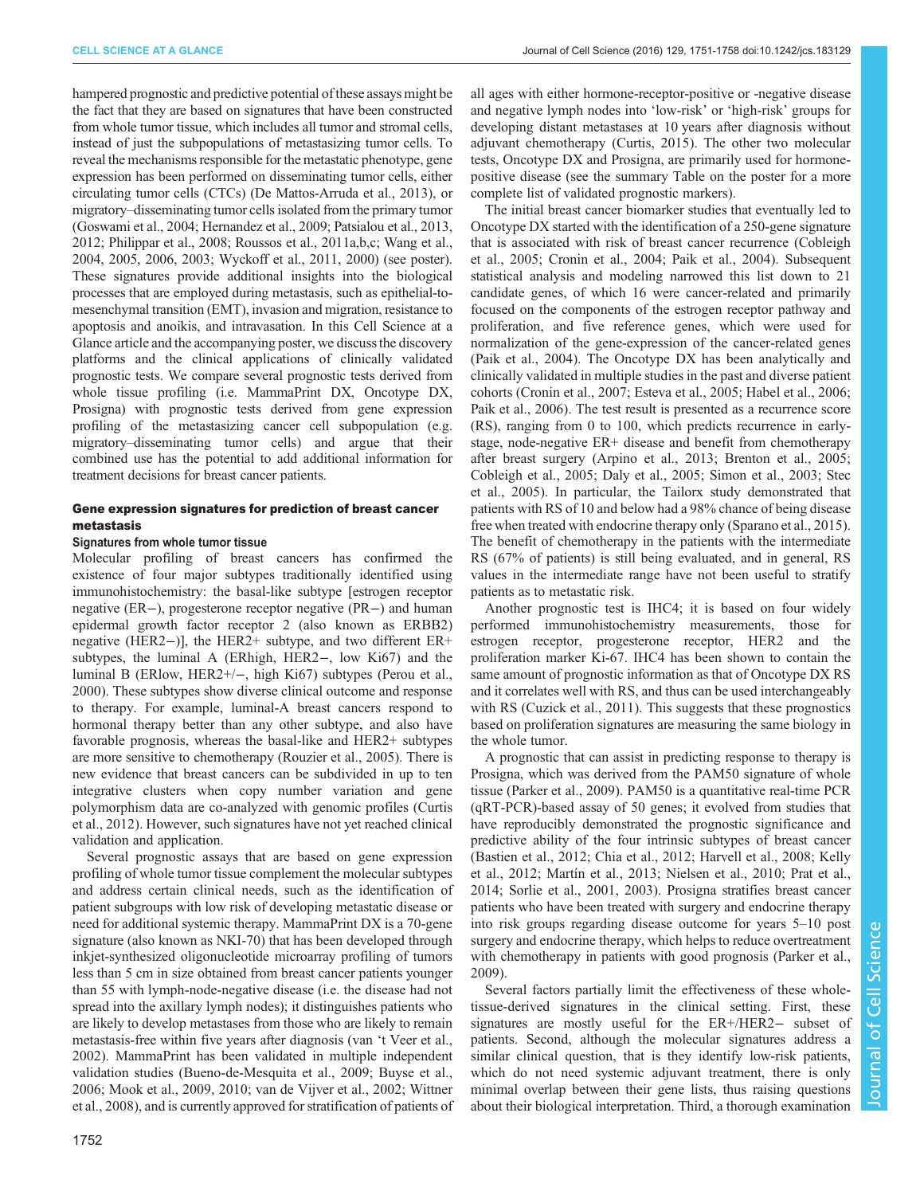hampered prognostic and predictive potential of these assays might be the fact that they are based on signatures that have been constructed from whole tumor tissue, which includes all tumor and stromal cells, instead of just the subpopulations of metastasizing tumor cells. To reveal the mechanisms responsible for the metastatic phenotype, gene expression has been performed on disseminating tumor cells, either circulating tumor cells (CTCs) (De Mattos-Arruda et al., 2013), or migratory–disseminating tumor cells isolated from the primary tumor (Goswami et al., 2004; Hernandez et al., 2009; Patsialou et al., 2013, 2012; Philippar et al., 2008; Roussos et al., 2011a,b,c; Wang et al., 2004, 2005, 2006, 2003; Wyckoff et al., 2011, 2000) (see poster). These signatures provide additional insights into the biological processes that are employed during metastasis, such as epithelial-to-mesenchymal transition (EMT), invasion and migration, resistance to apoptosis and anoikis, and intravasation. In this Cell Science at a Glance article and the accompanying poster, we discuss the discovery platforms and the clinical applications of clinically validated prognostic tests. We compare several prognostic tests derived from whole tissue profiling (i.e. MammaPrint DX, Oncotype DX, Prosigna) with prognostic tests derived from gene expression profiling of the metastasizing cancer cell subpopulation (e.g. migratory–disseminating tumor cells) and argue that their combined use has the potential to add additional information for treatment decisions for breast cancer patients.

## Gene expression signatures for prediction of breast cancer metastasis

### Signatures from whole tumor tissue

Molecular profiling of breast cancers has confirmed the existence of four major subtypes traditionally identified using immunohistochemistry: the basal-like subtype [estrogen receptor negative (ER−), progesterone receptor negative (PR−) and human epidermal growth factor receptor 2 (also known as ERBB2) negative (HER2−)], the HER2+ subtype, and two different ER+ subtypes, the luminal A (ERhigh, HER2−, low Ki67) and the luminal B (ERlow, HER2+/−, high Ki67) subtypes (Perou et al., 2000). These subtypes show diverse clinical outcome and response to therapy. For example, luminal-A breast cancers respond to hormonal therapy better than any other subtype, and also have favorable prognosis, whereas the basal-like and HER2+ subtypes are more sensitive to chemotherapy (Rouzier et al., 2005). There is new evidence that breast cancers can be subdivided in up to ten integrative clusters when copy number variation and gene polymorphism data are co-analyzed with genomic profiles (Curtis et al., 2012). However, such signatures have not yet reached clinical validation and application.

Several prognostic assays that are based on gene expression profiling of whole tumor tissue complement the molecular subtypes and address certain clinical needs, such as the identification of patient subgroups with low risk of developing metastatic disease or need for additional systemic therapy. MammaPrint DX is a 70-gene signature (also known as NKI-70) that has been developed through inkjet-synthesized oligonucleotide microarray profiling of tumors less than 5 cm in size obtained from breast cancer patients younger than 55 with lymph-node-negative disease (i.e. the disease had not spread into the axillary lymph nodes); it distinguishes patients who are likely to develop metastases from those who are likely to remain metastasis-free within five years after diagnosis (van 't Veer et al., 2002). MammaPrint has been validated in multiple independent validation studies (Bueno-de-Mesquita et al., 2009; Buyse et al., 2006; Mook et al., 2009, 2010; van de Vijver et al., 2002; Wittner et al., 2008), and is currently approved for stratification of patients of all ages with either hormone-receptor-positive or -negative disease and negative lymph nodes into 'low-risk' or 'high-risk' groups for developing distant metastases at 10 years after diagnosis without adjuvant chemotherapy (Curtis, 2015). The other two molecular tests, Oncotype DX and Prosigna, are primarily used for hormone-positive disease (see the summary Table on the poster for a more complete list of validated prognostic markers).

The initial breast cancer biomarker studies that eventually led to Oncotype DX started with the identification of a 250-gene signature that is associated with risk of breast cancer recurrence (Cobleigh et al., 2005; Cronin et al., 2004; Paik et al., 2004). Subsequent statistical analysis and modeling narrowed this list down to 21 candidate genes, of which 16 were cancer-related and primarily focused on the components of the estrogen receptor pathway and proliferation, and five reference genes, which were used for normalization of the gene-expression of the cancer-related genes (Paik et al., 2004). The Oncotype DX has been analytically and clinically validated in multiple studies in the past and diverse patient cohorts (Cronin et al., 2007; Esteva et al., 2005; Habel et al., 2006; Paik et al., 2006). The test result is presented as a recurrence score (RS), ranging from 0 to 100, which predicts recurrence in early-stage, node-negative ER+ disease and benefit from chemotherapy after breast surgery (Arpino et al., 2013; Brenton et al., 2005; Cobleigh et al., 2005; Daly et al., 2005; Simon et al., 2003; Stec et al., 2005). In particular, the Tailorx study demonstrated that patients with RS of 10 and below had a 98% chance of being disease free when treated with endocrine therapy only (Sparano et al., 2015). The benefit of chemotherapy in the patients with the intermediate RS (67% of patients) is still being evaluated, and in general, RS values in the intermediate range have not been useful to stratify patients as to metastatic risk.

Another prognostic test is IHC4; it is based on four widely performed immunohistochemistry measurements, those for estrogen receptor, progesterone receptor, HER2 and the proliferation marker Ki-67. IHC4 has been shown to contain the same amount of prognostic information as that of Oncotype DX RS and it correlates well with RS, and thus can be used interchangeably with RS (Cuzick et al., 2011). This suggests that these prognostics based on proliferation signatures are measuring the same biology in the whole tumor.

A prognostic that can assist in predicting response to therapy is Prosigna, which was derived from the PAM50 signature of whole tissue (Parker et al., 2009). PAM50 is a quantitative real-time PCR (qRT-PCR)-based assay of 50 genes; it evolved from studies that have reproducibly demonstrated the prognostic significance and predictive ability of the four intrinsic subtypes of breast cancer (Bastien et al., 2012; Chia et al., 2012; Harvell et al., 2008; Kelly et al., 2012; Martín et al., 2013; Nielsen et al., 2010; Prat et al., 2014; Sorlie et al., 2001, 2003). Prosigna stratifies breast cancer patients who have been treated with surgery and endocrine therapy into risk groups regarding disease outcome for years 5–10 post surgery and endocrine therapy, which helps to reduce overtreatment with chemotherapy in patients with good prognosis (Parker et al., 2009).

Several factors partially limit the effectiveness of these whole-tissue-derived signatures in the clinical setting. First, these signatures are mostly useful for the ER+/HER2− subset of patients. Second, although the molecular signatures address a similar clinical question, that is they identify low-risk patients, which do not need systemic adjuvant treatment, there is only minimal overlap between their gene lists, thus raising questions about their biological interpretation. Third, a thorough examination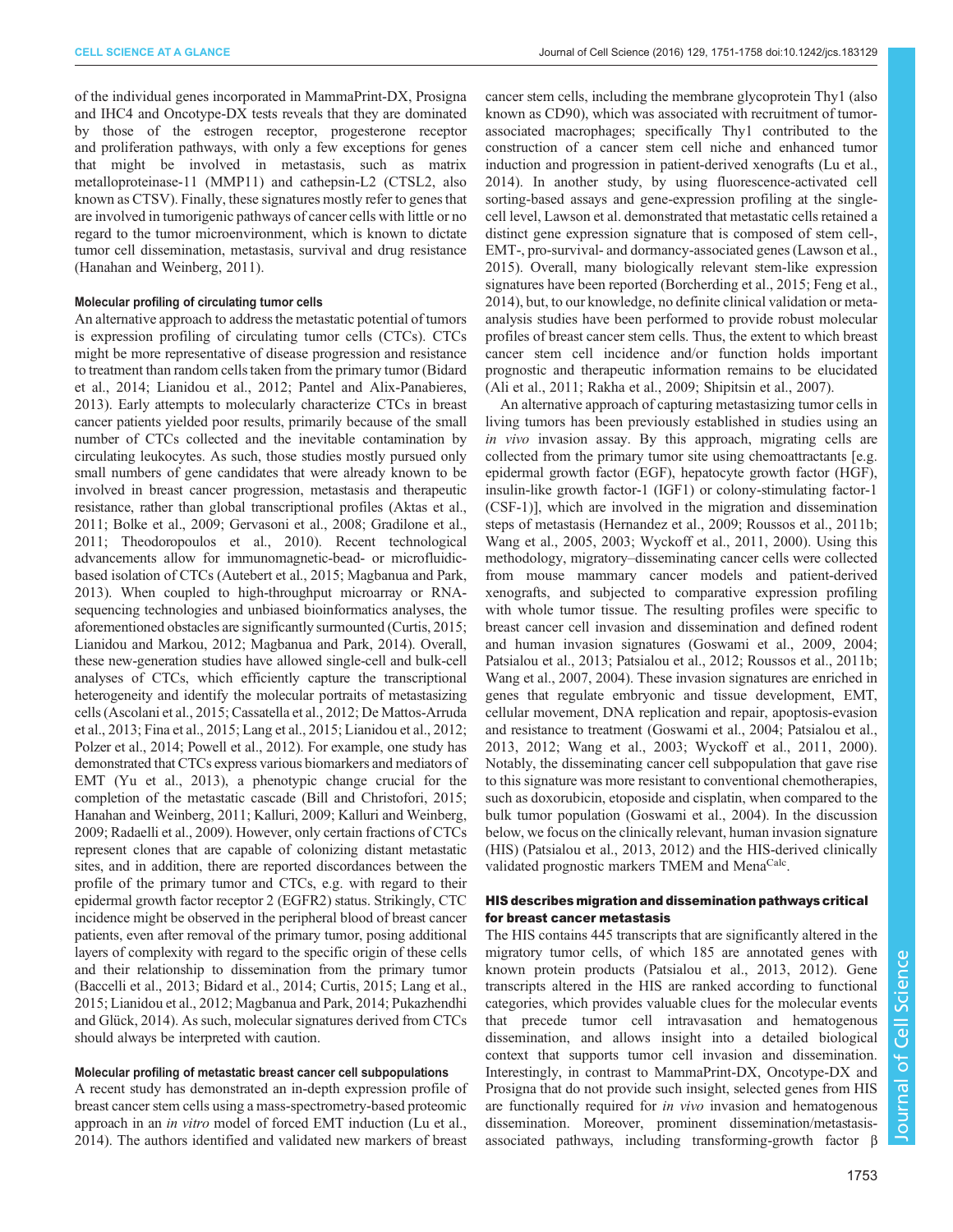of the individual genes incorporated in MammaPrint-DX, Prosigna and IHC4 and Oncotype-DX tests reveals that they are dominated by those of the estrogen receptor, progesterone receptor and proliferation pathways, with only a few exceptions for genes that might be involved in metastasis, such as matrix metalloproteinase-11 (MMP11) and cathepsin-L2 (CTSL2, also known as CTSV). Finally, these signatures mostly refer to genes that are involved in tumorigenic pathways of cancer cells with little or no regard to the tumor microenvironment, which is known to dictate tumor cell dissemination, metastasis, survival and drug resistance (Hanahan and Weinberg, 2011).

#### Molecular profiling of circulating tumor cells

An alternative approach to address the metastatic potential of tumors is expression profiling of circulating tumor cells (CTCs). CTCs might be more representative of disease progression and resistance to treatment than random cells taken from the primary tumor (Bidard et al., 2014; Lianidou et al., 2012; Pantel and Alix-Panabieres, 2013). Early attempts to molecularly characterize CTCs in breast cancer patients yielded poor results, primarily because of the small number of CTCs collected and the inevitable contamination by circulating leukocytes. As such, those studies mostly pursued only small numbers of gene candidates that were already known to be involved in breast cancer progression, metastasis and therapeutic resistance, rather than global transcriptional profiles (Aktas et al., 2011; Bolke et al., 2009; Gervasoni et al., 2008; Gradilone et al., 2011; Theodoropoulos et al., 2010). Recent technological advancements allow for immunomagnetic-bead- or microfluidic-based isolation of CTCs (Autebert et al., 2015; Magbanua and Park, 2013). When coupled to high-throughput microarray or RNA-sequencing technologies and unbiased bioinformatics analyses, the aforementioned obstacles are significantly surmounted (Curtis, 2015; Lianidou and Markou, 2012; Magbanua and Park, 2014). Overall, these new-generation studies have allowed single-cell and bulk-cell analyses of CTCs, which efficiently capture the transcriptional heterogeneity and identify the molecular portraits of metastasizing cells (Ascolani et al., 2015; Cassatella et al., 2012; De Mattos-Arruda et al., 2013; Fina et al., 2015; Lang et al., 2015; Lianidou et al., 2012; Polzer et al., 2014; Powell et al., 2012). For example, one study has demonstrated that CTCs express various biomarkers and mediators of EMT (Yu et al., 2013), a phenotypic change crucial for the completion of the metastatic cascade (Bill and Christofori, 2015; Hanahan and Weinberg, 2011; Kalluri, 2009; Kalluri and Weinberg, 2009; Radaelli et al., 2009). However, only certain fractions of CTCs represent clones that are capable of colonizing distant metastatic sites, and in addition, there are reported discordances between the profile of the primary tumor and CTCs, e.g. with regard to their epidermal growth factor receptor 2 (EGFR2) status. Strikingly, CTC incidence might be observed in the peripheral blood of breast cancer patients, even after removal of the primary tumor, posing additional layers of complexity with regard to the specific origin of these cells and their relationship to dissemination from the primary tumor (Baccelli et al., 2013; Bidard et al., 2014; Curtis, 2015; Lang et al., 2015; Lianidou et al., 2012; Magbanua and Park, 2014; Pukazhendhi and Glück, 2014). As such, molecular signatures derived from CTCs should always be interpreted with caution.

#### Molecular profiling of metastatic breast cancer cell subpopulations

A recent study has demonstrated an in-depth expression profile of breast cancer stem cells using a mass-spectrometry-based proteomic approach in an *in vitro* model of forced EMT induction (Lu et al., 2014). The authors identified and validated new markers of breast cancer stem cells, including the membrane glycoprotein Thy1 (also known as CD90), which was associated with recruitment of tumor-associated macrophages; specifically Thy1 contributed to the construction of a cancer stem cell niche and enhanced tumor induction and progression in patient-derived xenografts (Lu et al., 2014). In another study, by using fluorescence-activated cell sorting-based assays and gene-expression profiling at the single-cell level, Lawson et al. demonstrated that metastatic cells retained a distinct gene expression signature that is composed of stem cell-, EMT-, pro-survival- and dormancy-associated genes (Lawson et al., 2015). Overall, many biologically relevant stem-like expression signatures have been reported (Borcherding et al., 2015; Feng et al., 2014), but, to our knowledge, no definite clinical validation or meta-analysis studies have been performed to provide robust molecular profiles of breast cancer stem cells. Thus, the extent to which breast cancer stem cell incidence and/or function holds important prognostic and therapeutic information remains to be elucidated (Ali et al., 2011; Rakha et al., 2009; Shipitsin et al., 2007).

An alternative approach of capturing metastasizing tumor cells in living tumors has been previously established in studies using an *in vivo* invasion assay. By this approach, migrating cells are collected from the primary tumor site using chemoattractants [e.g. epidermal growth factor (EGF), hepatocyte growth factor (HGF), insulin-like growth factor-1 (IGF1) or colony-stimulating factor-1 (CSF-1)], which are involved in the migration and dissemination steps of metastasis (Hernandez et al., 2009; Roussos et al., 2011b; Wang et al., 2005, 2003; Wyckoff et al., 2011, 2000). Using this methodology, migratory–disseminating cancer cells were collected from mouse mammary cancer models and patient-derived xenografts, and subjected to comparative expression profiling with whole tumor tissue. The resulting profiles were specific to breast cancer cell invasion and dissemination and defined rodent and human invasion signatures (Goswami et al., 2009, 2004; Patsialou et al., 2013; Patsialou et al., 2012; Roussos et al., 2011b; Wang et al., 2007, 2004). These invasion signatures are enriched in genes that regulate embryonic and tissue development, EMT, cellular movement, DNA replication and repair, apoptosis-evasion and resistance to treatment (Goswami et al., 2004; Patsialou et al., 2013, 2012; Wang et al., 2003; Wyckoff et al., 2011, 2000). Notably, the disseminating cancer cell subpopulation that gave rise to this signature was more resistant to conventional chemotherapies, such as doxorubicin, etoposide and cisplatin, when compared to the bulk tumor population (Goswami et al., 2004). In the discussion below, we focus on the clinically relevant, human invasion signature (HIS) (Patsialou et al., 2013, 2012) and the HIS-derived clinically validated prognostic markers TMEM and Mena$^{\mathrm{Calc}}$.

### HIS describes migration and dissemination pathways critical for breast cancer metastasis

The HIS contains 445 transcripts that are significantly altered in the migratory tumor cells, of which 185 are annotated genes with known protein products (Patsialou et al., 2013, 2012). Gene transcripts altered in the HIS are ranked according to functional categories, which provides valuable clues for the molecular events that precede tumor cell intravasation and hematogenous dissemination, and allows insight into a detailed biological context that supports tumor cell invasion and dissemination. Interestingly, in contrast to MammaPrint-DX, Oncotype-DX and Prosigna that do not provide such insight, selected genes from HIS are functionally required for *in vivo* invasion and hematogenous dissemination. Moreover, prominent dissemination/metastasis-associated pathways, including transforming-growth factor β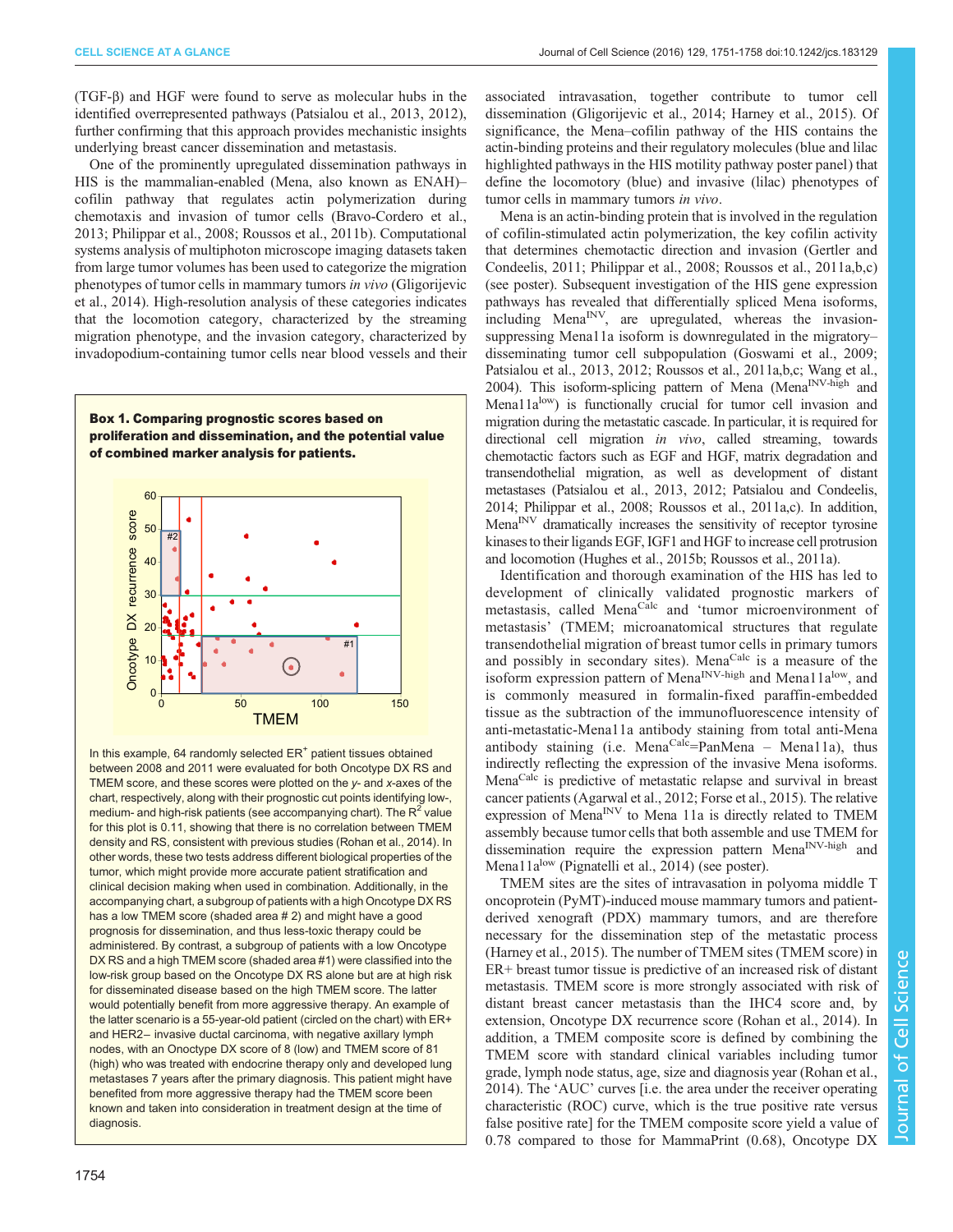(TGF-β) and HGF were found to serve as molecular hubs in the identified overrepresented pathways (Patsialou et al., 2013, 2012), further confirming that this approach provides mechanistic insights underlying breast cancer dissemination and metastasis.

One of the prominently upregulated dissemination pathways in HIS is the mammalian-enabled (Mena, also known as ENAH)–cofilin pathway that regulates actin polymerization during chemotaxis and invasion of tumor cells (Bravo-Cordero et al., 2013; Philippar et al., 2008; Roussos et al., 2011b). Computational systems analysis of multiphoton microscope imaging datasets taken from large tumor volumes has been used to categorize the migration phenotypes of tumor cells in mammary tumors *in vivo* (Gligorijevic et al., 2014). High-resolution analysis of these categories indicates that the locomotion category, characterized by the streaming migration phenotype, and the invasion category, characterized by invadopodium-containing tumor cells near blood vessels and their associated intravasation, together contribute to tumor cell dissemination (Gligorijevic et al., 2014; Harney et al., 2015). Of significance, the Mena–cofilin pathway of the HIS contains the actin-binding proteins and their regulatory molecules (blue and lilac highlighted pathways in the HIS motility pathway poster panel) that define the locomotory (blue) and invasive (lilac) phenotypes of tumor cells in mammary tumors *in vivo*.

Mena is an actin-binding protein that is involved in the regulation of cofilin-stimulated actin polymerization, the key cofilin activity that determines chemotactic direction and invasion (Gertler and Condeelis, 2011; Philippar et al., 2008; Roussos et al., 2011a,b,c) (see poster). Subsequent investigation of the HIS gene expression pathways has revealed that differentially spliced Mena isoforms, including $\text{Mena}^{\text{INV}}$, are upregulated, whereas the invasion-suppressing Mena11a isoform is downregulated in the migratory–disseminating tumor cell subpopulation (Goswami et al., 2009; Patsialou et al., 2013, 2012; Roussos et al., 2011a,b,c; Wang et al., 2004). This isoform-splicing pattern of Mena ($\text{Mena}^{\text{INV-high}}$ and $\text{Mena11a}^{\text{low}}$) is functionally crucial for tumor cell invasion and migration during the metastatic cascade. In particular, it is required for directional cell migration *in vivo*, called streaming, towards chemotactic factors such as EGF and HGF, matrix degradation and transendothelial migration, as well as development of distant metastases (Patsialou et al., 2013, 2012; Patsialou and Condeelis, 2014; Philippar et al., 2008; Roussos et al., 2011a,c). In addition, $\text{Mena}^{\text{INV}}$ dramatically increases the sensitivity of receptor tyrosine kinases to their ligands EGF, IGF1 and HGF to increase cell protrusion and locomotion (Hughes et al., 2015b; Roussos et al., 2011a).

Identification and thorough examination of the HIS has led to development of clinically validated prognostic markers of metastasis, called $\text{Mena}^{\text{Calc}}$ and 'tumor microenvironment of metastasis' (TMEM; microanatomical structures that regulate transendothelial migration of breast tumor cells in primary tumors and possibly in secondary sites). $\text{Mena}^{\text{Calc}}$ is a measure of the isoform expression pattern of $\text{Mena}^{\text{INV-high}}$ and $\text{Mena11a}^{\text{low}}$, and is commonly measured in formalin-fixed paraffin-embedded tissue as the subtraction of the immunofluorescence intensity of anti-metastatic-Mena11a antibody staining from total anti-Mena antibody staining (i.e. $\text{Mena}^{\text{Calc}}$=PanMena – Mena11a), thus indirectly reflecting the expression of the invasive Mena isoforms. $\text{Mena}^{\text{Calc}}$ is predictive of metastatic relapse and survival in breast cancer patients (Agarwal et al., 2012; Forse et al., 2015). The relative expression of $\text{Mena}^{\text{INV}}$ to Mena 11a is directly related to TMEM assembly because tumor cells that both assemble and use TMEM for dissemination require the expression pattern $\text{Mena}^{\text{INV-high}}$ and $\text{Mena11a}^{\text{low}}$ (Pignatelli et al., 2014) (see poster).

TMEM sites are the sites of intravasation in polyoma middle T oncoprotein (PyMT)-induced mouse mammary tumors and patient-derived xenograft (PDX) mammary tumors, and are therefore necessary for the dissemination step of the metastatic process (Harney et al., 2015). The number of TMEM sites (TMEM score) in ER+ breast tumor tissue is predictive of an increased risk of distant metastasis. TMEM score is more strongly associated with risk of distant breast cancer metastasis than the IHC4 score and, by extension, Oncotype DX recurrence score (Rohan et al., 2014). In addition, a TMEM composite score is defined by combining the TMEM score with standard clinical variables including tumor grade, lymph node status, age, size and diagnosis year (Rohan et al., 2014). The 'AUC' curves [i.e. the area under the receiver operating characteristic (ROC) curve, which is the true positive rate versus false positive rate] for the TMEM composite score yield a value of 0.78 compared to those for MammaPrint (0.68), Oncotype DX

**Box 1. Comparing prognostic scores based on proliferation and dissemination, and the potential value of combined marker analysis for patients.**

In this example, 64 randomly selected $\text{ER}^+$ patient tissues obtained between 2008 and 2011 were evaluated for both Oncotype DX RS and TMEM score, and these scores were plotted on the *y*- and *x*-axes of the chart, respectively, along with their prognostic cut points identifying low-, medium- and high-risk patients (see accompanying chart). The $R^2$ value for this plot is 0.11, showing that there is no correlation between TMEM density and RS, consistent with previous studies (Rohan et al., 2014). In other words, these two tests address different biological properties of the tumor, which might provide more accurate patient stratification and clinical decision making when used in combination. Additionally, in the accompanying chart, a subgroup of patients with a high Oncotype DX RS has a low TMEM score (shaded area # 2) and might have a good prognosis for dissemination, and thus less-toxic therapy could be administered. By contrast, a subgroup of patients with a low Oncotype DX RS and a high TMEM score (shaded area #1) were classified into the low-risk group based on the Oncotype DX RS alone but are at high risk for disseminated disease based on the high TMEM score. The latter would potentially benefit from more aggressive therapy. An example of the latter scenario is a 55-year-old patient (circled on the chart) with ER+ and HER2– invasive ductal carcinoma, with negative axillary lymph nodes, with an Onoctype DX score of 8 (low) and TMEM score of 81 (high) who was treated with endocrine therapy only and developed lung metastases 7 years after the primary diagnosis. This patient might have benefited from more aggressive therapy had the TMEM score been known and taken into consideration in treatment design at the time of diagnosis.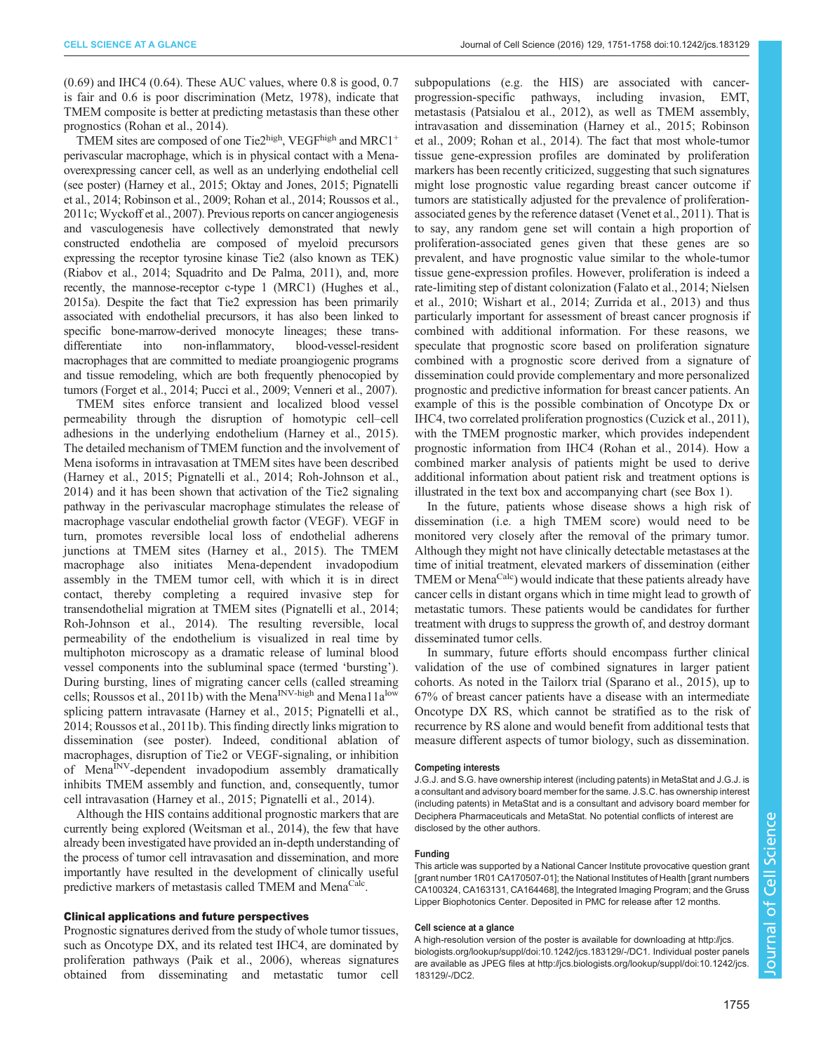(0.69) and IHC4 (0.64). These AUC values, where 0.8 is good, 0.7 is fair and 0.6 is poor discrimination (Metz, 1978), indicate that TMEM composite is better at predicting metastasis than these other prognostics (Rohan et al., 2014).

TMEM sites are composed of one Tie2$^{high}$, VEGF$^{high}$ and MRC1$^{+}$ perivascular macrophage, which is in physical contact with a Mena-overexpressing cancer cell, as well as an underlying endothelial cell (see poster) (Harney et al., 2015; Oktay and Jones, 2015; Pignatelli et al., 2014; Robinson et al., 2009; Rohan et al., 2014; Roussos et al., 2011c; Wyckoff et al., 2007). Previous reports on cancer angiogenesis and vasculogenesis have collectively demonstrated that newly constructed endothelia are composed of myeloid precursors expressing the receptor tyrosine kinase Tie2 (also known as TEK) (Riabov et al., 2014; Squadrito and De Palma, 2011), and, more recently, the mannose-receptor c-type 1 (MRC1) (Hughes et al., 2015a). Despite the fact that Tie2 expression has been primarily associated with endothelial precursors, it has also been linked to specific bone-marrow-derived monocyte lineages; these trans-differentiate into non-inflammatory, blood-vessel-resident macrophages that are committed to mediate proangiogenic programs and tissue remodeling, which are both frequently phenocopied by tumors (Forget et al., 2014; Pucci et al., 2009; Venneri et al., 2007).

TMEM sites enforce transient and localized blood vessel permeability through the disruption of homotypic cell–cell adhesions in the underlying endothelium (Harney et al., 2015). The detailed mechanism of TMEM function and the involvement of Mena isoforms in intravasation at TMEM sites have been described (Harney et al., 2015; Pignatelli et al., 2014; Roh-Johnson et al., 2014) and it has been shown that activation of the Tie2 signaling pathway in the perivascular macrophage stimulates the release of macrophage vascular endothelial growth factor (VEGF). VEGF in turn, promotes reversible local loss of endothelial adherens junctions at TMEM sites (Harney et al., 2015). The TMEM macrophage also initiates Mena-dependent invadopodium assembly in the TMEM tumor cell, with which it is in direct contact, thereby completing a required invasive step for transendothelial migration at TMEM sites (Pignatelli et al., 2014; Roh-Johnson et al., 2014). The resulting reversible, local permeability of the endothelium is visualized in real time by multiphoton microscopy as a dramatic release of luminal blood vessel components into the subluminal space (termed 'bursting'). During bursting, lines of migrating cancer cells (called streaming cells; Roussos et al., 2011b) with the Mena$^{INV\text{-}high}$ and Mena11a$^{low}$ splicing pattern intravasate (Harney et al., 2015; Pignatelli et al., 2014; Roussos et al., 2011b). This finding directly links migration to dissemination (see poster). Indeed, conditional ablation of macrophages, disruption of Tie2 or VEGF-signaling, or inhibition of Mena$^{INV}$-dependent invadopodium assembly dramatically inhibits TMEM assembly and function, and, consequently, tumor cell intravasation (Harney et al., 2015; Pignatelli et al., 2014).

Although the HIS contains additional prognostic markers that are currently being explored (Weitsman et al., 2014), the few that have already been investigated have provided an in-depth understanding of the process of tumor cell intravasation and dissemination, and more importantly have resulted in the development of clinically useful predictive markers of metastasis called TMEM and Mena$^{Calc}$.

## Clinical applications and future perspectives

Prognostic signatures derived from the study of whole tumor tissues, such as Oncotype DX, and its related test IHC4, are dominated by proliferation pathways (Paik et al., 2006), whereas signatures obtained from disseminating and metastatic tumor cell subpopulations (e.g. the HIS) are associated with cancer-progression-specific pathways, including invasion, EMT, metastasis (Patsialou et al., 2012), as well as TMEM assembly, intravasation and dissemination (Harney et al., 2015; Robinson et al., 2009; Rohan et al., 2014). The fact that most whole-tumor tissue gene-expression profiles are dominated by proliferation markers has been recently criticized, suggesting that such signatures might lose prognostic value regarding breast cancer outcome if tumors are statistically adjusted for the prevalence of proliferation-associated genes by the reference dataset (Venet et al., 2011). That is to say, any random gene set will contain a high proportion of proliferation-associated genes given that these genes are so prevalent, and have prognostic value similar to the whole-tumor tissue gene-expression profiles. However, proliferation is indeed a rate-limiting step of distant colonization (Falato et al., 2014; Nielsen et al., 2010; Wishart et al., 2014; Zurrida et al., 2013) and thus particularly important for assessment of breast cancer prognosis if combined with additional information. For these reasons, we speculate that prognostic score based on proliferation signature combined with a prognostic score derived from a signature of dissemination could provide complementary and more personalized prognostic and predictive information for breast cancer patients. An example of this is the possible combination of Oncotype Dx or IHC4, two correlated proliferation prognostics (Cuzick et al., 2011), with the TMEM prognostic marker, which provides independent prognostic information from IHC4 (Rohan et al., 2014). How a combined marker analysis of patients might be used to derive additional information about patient risk and treatment options is illustrated in the text box and accompanying chart (see Box 1).

In the future, patients whose disease shows a high risk of dissemination (i.e. a high TMEM score) would need to be monitored very closely after the removal of the primary tumor. Although they might not have clinically detectable metastases at the time of initial treatment, elevated markers of dissemination (either TMEM or Mena$^{Calc}$) would indicate that these patients already have cancer cells in distant organs which in time might lead to growth of metastatic tumors. These patients would be candidates for further treatment with drugs to suppress the growth of, and destroy dormant disseminated tumor cells.

In summary, future efforts should encompass further clinical validation of the use of combined signatures in larger patient cohorts. As noted in the Tailorx trial (Sparano et al., 2015), up to 67% of breast cancer patients have a disease with an intermediate Oncotype DX RS, which cannot be stratified as to the risk of recurrence by RS alone and would benefit from additional tests that measure different aspects of tumor biology, such as dissemination.

#### Competing interests

J.G.J. and S.G. have ownership interest (including patents) in MetaStat and J.G.J. is a consultant and advisory board member for the same. J.S.C. has ownership interest (including patents) in MetaStat and is a consultant and advisory board member for Deciphera Pharmaceuticals and MetaStat. No potential conflicts of interest are disclosed by the other authors.

#### Funding

This article was supported by a National Cancer Institute provocative question grant [grant number 1R01 CA170507-01]; the National Institutes of Health [grant numbers CA100324, CA163131, CA164468], the Integrated Imaging Program; and the Gruss Lipper Biophotonics Center. Deposited in PMC for release after 12 months.

#### Cell science at a glance

A high-resolution version of the poster is available for downloading at http://jcs.biologists.org/lookup/suppl/doi:10.1242/jcs.183129/-/DC1. Individual poster panels are available as JPEG files at http://jcs.biologists.org/lookup/suppl/doi:10.1242/jcs.183129/-/DC2.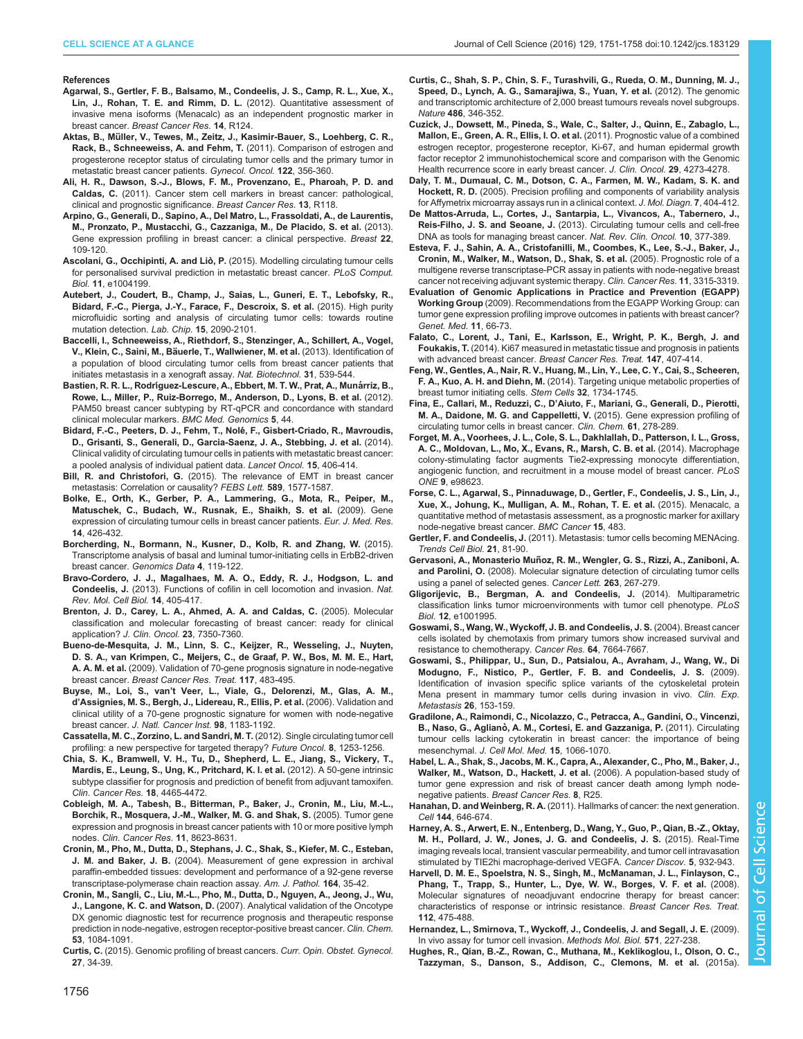## References

**Agarwal, S., Gertler, F. B., Balsamo, M., Condeelis, J. S., Camp, R. L., Xue, X., Lin, J., Rohan, T. E. and Rimm, D. L.** (2012). Quantitative assessment of invasive mena isoforms (Menacalc) as an independent prognostic marker in breast cancer. *Breast Cancer Res.* **14**, R124.

**Aktas, B., Müller, V., Tewes, M., Zeitz, J., Kasimir-Bauer, S., Loehberg, C. R., Rack, B., Schneeweiss, A. and Fehm, T.** (2011). Comparison of estrogen and progesterone receptor status of circulating tumor cells and the primary tumor in metastatic breast cancer patients. *Gynecol. Oncol.* **122**, 356-360.

**Ali, H. R., Dawson, S.-J., Blows, F. M., Provenzano, E., Pharoah, P. D. and Caldas, C.** (2011). Cancer stem cell markers in breast cancer: pathological, clinical and prognostic significance. *Breast Cancer Res.* **13**, R118.

**Arpino, G., Generali, D., Sapino, A., Del Matro, L., Frassoldati, A., de Laurentis, M., Pronzato, P., Mustacchi, G., Cazzaniga, M., De Placido, S. et al.** (2013). Gene expression profiling in breast cancer: a clinical perspective. *Breast* **22**, 109-120.

**Ascolani, G., Occhipinti, A. and Liò, P.** (2015). Modelling circulating tumour cells for personalised survival prediction in metastatic breast cancer. *PLoS Comput. Biol.* **11**, e1004199.

**Autebert, J., Coudert, B., Champ, J., Saias, L., Guneri, E. T., Lebofsky, R., Bidard, F.-C., Pierga, J.-Y., Farace, F., Descroix, S. et al.** (2015). High purity microfluidic sorting and analysis of circulating tumor cells: towards routine mutation detection. *Lab. Chip.* **15**, 2090-2101.

**Baccelli, I., Schneeweiss, A., Riethdorf, S., Stenzinger, A., Schillert, A., Vogel, V., Klein, C., Saini, M., Bäuerle, T., Wallwiener, M. et al.** (2013). Identification of a population of blood circulating tumor cells from breast cancer patients that initiates metastasis in a xenograft assay. *Nat. Biotechnol.* **31**, 539-544.

**Bastien, R. R. L., Rodríguez-Lescure, A., Ebbert, M. T. W., Prat, A., Munárriz, B., Rowe, L., Miller, P., Ruiz-Borrego, M., Anderson, D., Lyons, B. et al.** (2012). PAM50 breast cancer subtyping by RT-qPCR and concordance with standard clinical molecular markers. *BMC Med. Genomics* **5**, 44.

**Bidard, F.-C., Peeters, D. J., Fehm, T., Nolé, F., Gisbert-Criado, R., Mavroudis, D., Grisanti, S., Generali, D., Garcia-Saenz, J. A., Stebbing, J. et al.** (2014). Clinical validity of circulating tumour cells in patients with metastatic breast cancer: a pooled analysis of individual patient data. *Lancet Oncol.* **15**, 406-414.

**Bill, R. and Christofori, G.** (2015). The relevance of EMT in breast cancer metastasis: Correlation or causality? *FEBS Lett.* **589**, 1577-1587.

**Bolke, E., Orth, K., Gerber, P. A., Lammering, G., Mota, R., Peiper, M., Matuschek, C., Budach, W., Rusnak, E., Shaikh, S. et al.** (2009). Gene expression of circulating tumour cells in breast cancer patients. *Eur. J. Med. Res.* **14**, 426-432.

**Borcherding, N., Bormann, N., Kusner, D., Kolb, R. and Zhang, W.** (2015). Transcriptome analysis of basal and luminal tumor-initiating cells in ErbB2-driven breast cancer. *Genomics Data* **4**, 119-122.

**Bravo-Cordero, J. J., Magalhaes, M. A. O., Eddy, R. J., Hodgson, L. and Condeelis, J.** (2013). Functions of cofilin in cell locomotion and invasion. *Nat. Rev. Mol. Cell Biol.* **14**, 405-417.

**Brenton, J. D., Carey, L. A., Ahmed, A. A. and Caldas, C.** (2005). Molecular classification and molecular forecasting of breast cancer: ready for clinical application? *J. Clin. Oncol.* **23**, 7350-7360.

**Bueno-de-Mesquita, J. M., Linn, S. C., Keijzer, R., Wesseling, J., Nuyten, D. S. A., van Krimpen, C., Meijers, C., de Graaf, P. W., Bos, M. M. E., Hart, A. A. M. et al.** (2009). Validation of 70-gene prognosis signature in node-negative breast cancer. *Breast Cancer Res. Treat.* **117**, 483-495.

**Buyse, M., Loi, S., van't Veer, L., Viale, G., Delorenzi, M., Glas, A. M., d'Assignies, M. S., Bergh, J., Lidereau, R., Ellis, P. et al.** (2006). Validation and clinical utility of a 70-gene prognostic signature for women with node-negative breast cancer. *J. Natl. Cancer Inst.* **98**, 1183-1192.

**Cassatella, M. C., Zorzino, L. and Sandri, M. T.** (2012). Single circulating tumor cell profiling: a new perspective for targeted therapy? *Future Oncol.* **8**, 1253-1256.

**Chia, S. K., Bramwell, V. H., Tu, D., Shepherd, L. E., Jiang, S., Vickery, T., Mardis, E., Leung, S., Ung, K., Pritchard, K. I. et al.** (2012). A 50-gene intrinsic subtype classifier for prognosis and prediction of benefit from adjuvant tamoxifen. *Clin. Cancer Res.* **18**, 4465-4472.

**Cobleigh, M. A., Tabesh, B., Bitterman, P., Baker, J., Cronin, M., Liu, M.-L., Borchik, R., Mosquera, J.-M., Walker, M. G. and Shak, S.** (2005). Tumor gene expression and prognosis in breast cancer patients with 10 or more positive lymph nodes. *Clin. Cancer Res.* **11**, 8623-8631.

**Cronin, M., Pho, M., Dutta, D., Stephans, J. C., Shak, S., Kiefer, M. C., Esteban, J. M. and Baker, J. B.** (2004). Measurement of gene expression in archival paraffin-embedded tissues: development and performance of a 92-gene reverse transcriptase-polymerase chain reaction assay. *Am. J. Pathol.* **164**, 35-42.

**Cronin, M., Sangli, C., Liu, M.-L., Pho, M., Dutta, D., Nguyen, A., Jeong, J., Wu, J., Langone, K. C. and Watson, D.** (2007). Analytical validation of the Oncotype DX genomic diagnostic test for recurrence prognosis and therapeutic response prediction in node-negative, estrogen receptor-positive breast cancer. *Clin. Chem.* **53**, 1084-1091.

**Curtis, C.** (2015). Genomic profiling of breast cancers. *Curr. Opin. Obstet. Gynecol.* **27**, 34-39.

**Curtis, C., Shah, S. P., Chin, S. F., Turashvili, G., Rueda, O. M., Dunning, M. J., Speed, D., Lynch, A. G., Samarajiwa, S., Yuan, Y. et al.** (2012). The genomic and transcriptomic architecture of 2,000 breast tumours reveals novel subgroups. *Nature* **486**, 346-352.

**Cuzick, J., Dowsett, M., Pineda, S., Wale, C., Salter, J., Quinn, E., Zabaglo, L., Mallon, E., Green, A. R., Ellis, I. O. et al.** (2011). Prognostic value of a combined estrogen receptor, progesterone receptor, Ki-67, and human epidermal growth factor receptor 2 immunohistochemical score and comparison with the Genomic Health recurrence score in early breast cancer. *J. Clin. Oncol.* **29**, 4273-4278.

**Daly, T. M., Dumaual, C. M., Dotson, C. A., Farmen, M. W., Kadam, S. K. and Hockett, R. D.** (2005). Precision profiling and components of variability analysis for Affymetrix microarray assays run in a clinical context. *J. Mol. Diagn.* **7**, 404-412.

**De Mattos-Arruda, L., Cortes, J., Santarpia, L., Vivancos, A., Tabernero, J., Reis-Filho, J. S. and Seoane, J.** (2013). Circulating tumour cells and cell-free DNA as tools for managing breast cancer. *Nat. Rev. Clin. Oncol.* **10**, 377-389.

**Esteva, F. J., Sahin, A. A., Cristofanilli, M., Coombes, K., Lee, S.-J., Baker, J., Cronin, M., Walker, M., Watson, D., Shak, S. et al.** (2005). Prognostic role of a multigene reverse transcriptase-PCR assay in patients with node-negative breast cancer not receiving adjuvant systemic therapy. *Clin. Cancer Res.* **11**, 3315-3319.

**Evaluation of Genomic Applications in Practice and Prevention (EGAPP) Working Group** (2009). Recommendations from the EGAPP Working Group: can tumor gene expression profiling improve outcomes in patients with breast cancer? *Genet. Med.* **11**, 66-73.

**Falato, C., Lorent, J., Tani, E., Karlsson, E., Wright, P. K., Bergh, J. and Foukakis, T.** (2014). Ki67 measured in metastatic tissue and prognosis in patients with advanced breast cancer. *Breast Cancer Res. Treat.* **147**, 407-414.

**Feng, W., Gentles, A., Nair, R. V., Huang, M., Lin, Y., Lee, C. Y., Cai, S., Scheeren, F. A., Kuo, A. H. and Diehn, M.** (2014). Targeting unique metabolic properties of breast tumor initiating cells. *Stem Cells* **32**, 1734-1745.

**Fina, E., Callari, M., Reduzzi, C., D'Aiuto, F., Mariani, G., Generali, D., Pierotti, M. A., Daidone, M. G. and Cappelletti, V.** (2015). Gene expression profiling of circulating tumor cells in breast cancer. *Clin. Chem.* **61**, 278-289.

**Forget, M. A., Voorhees, J. L., Cole, S. L., Dakhlallah, D., Patterson, I. L., Gross, A. C., Moldovan, L., Mo, X., Evans, R., Marsh, C. B. et al.** (2014). Macrophage colony-stimulating factor augments Tie2-expressing monocyte differentiation, angiogenic function, and recruitment in a mouse model of breast cancer. *PLoS ONE* **9**, e98623.

**Forse, C. L., Agarwal, S., Pinnaduwage, D., Gertler, F., Condeelis, J. S., Lin, J., Xue, X., Johung, K., Mulligan, A. M., Rohan, T. E. et al.** (2015). Menacalc, a quantitative method of metastasis assessment, as a prognostic marker for axillary node-negative breast cancer. *BMC Cancer* **15**, 483.

**Gertler, F. and Condeelis, J.** (2011). Metastasis: tumor cells becoming MENAcing. *Trends Cell Biol.* **21**, 81-90.

**Gervasoni, A., Monasterio Muñoz, R. M., Wengler, G. S., Rizzi, A., Zaniboni, A. and Parolini, O.** (2008). Molecular signature detection of circulating tumor cells using a panel of selected genes. *Cancer Lett.* **263**, 267-279.

**Gligorijevic, B., Bergman, A. and Condeelis, J.** (2014). Multiparametric classification links tumor microenvironments with tumor cell phenotype. *PLoS Biol.* **12**, e1001995.

**Goswami, S., Wang, W., Wyckoff, J. B. and Condeelis, J. S.** (2004). Breast cancer cells isolated by chemotaxis from primary tumors show increased survival and resistance to chemotherapy. *Cancer Res.* **64**, 7664-7667.

**Goswami, S., Philippar, U., Sun, D., Patsialou, A., Avraham, J., Wang, W., Di Modugno, F., Nistico, P., Gertler, F. B. and Condeelis, J. S.** (2009). Identification of invasion specific splice variants of the cytoskeletal protein Mena present in mammary tumor cells during invasion in vivo. *Clin. Exp. Metastasis* **26**, 153-159.

**Gradilone, A., Raimondi, C., Nicolazzo, C., Petracca, A., Gandini, O., Vincenzi, B., Naso, G., Aglianò, A. M., Cortesi, E. and Gazzaniga, P.** (2011). Circulating tumour cells lacking cytokeratin in breast cancer: the importance of being mesenchymal. *J. Cell Mol. Med.* **15**, 1066-1070.

**Habel, L. A., Shak, S., Jacobs, M. K., Capra, A., Alexander, C., Pho, M., Baker, J., Walker, M., Watson, D., Hackett, J. et al.** (2006). A population-based study of tumor gene expression and risk of breast cancer death among lymph node-negative patients. *Breast Cancer Res.* **8**, R25.

**Hanahan, D. and Weinberg, R. A.** (2011). Hallmarks of cancer: the next generation. *Cell* **144**, 646-674.

**Harney, A. S., Arwert, E. N., Entenberg, D., Wang, Y., Guo, P., Qian, B.-Z., Oktay, M. H., Pollard, J. W., Jones, J. G. and Condeelis, J. S.** (2015). Real-Time imaging reveals local, transient vascular permeability, and tumor cell intravasation stimulated by TIE2hi macrophage-derived VEGFA. *Cancer Discov.* **5**, 932-943.

**Harvell, D. M. E., Spoelstra, N. S., Singh, M., McManaman, J. L., Finlayson, C., Phang, T., Trapp, S., Hunter, L., Dye, W. W., Borges, V. F. et al.** (2008). Molecular signatures of neoadjuvant endocrine therapy for breast cancer: characteristics of response or intrinsic resistance. *Breast Cancer Res. Treat.* **112**, 475-488.

**Hernandez, L., Smirnova, T., Wyckoff, J., Condeelis, J. and Segall, J. E.** (2009). In vivo assay for tumor cell invasion. *Methods Mol. Biol.* **571**, 227-238.

**Hughes, R., Qian, B.-Z., Rowan, C., Muthana, M., Keklikoglou, I., Olson, O. C., Tazzyman, S., Danson, S., Addison, C., Clemens, M. et al.** (2015a).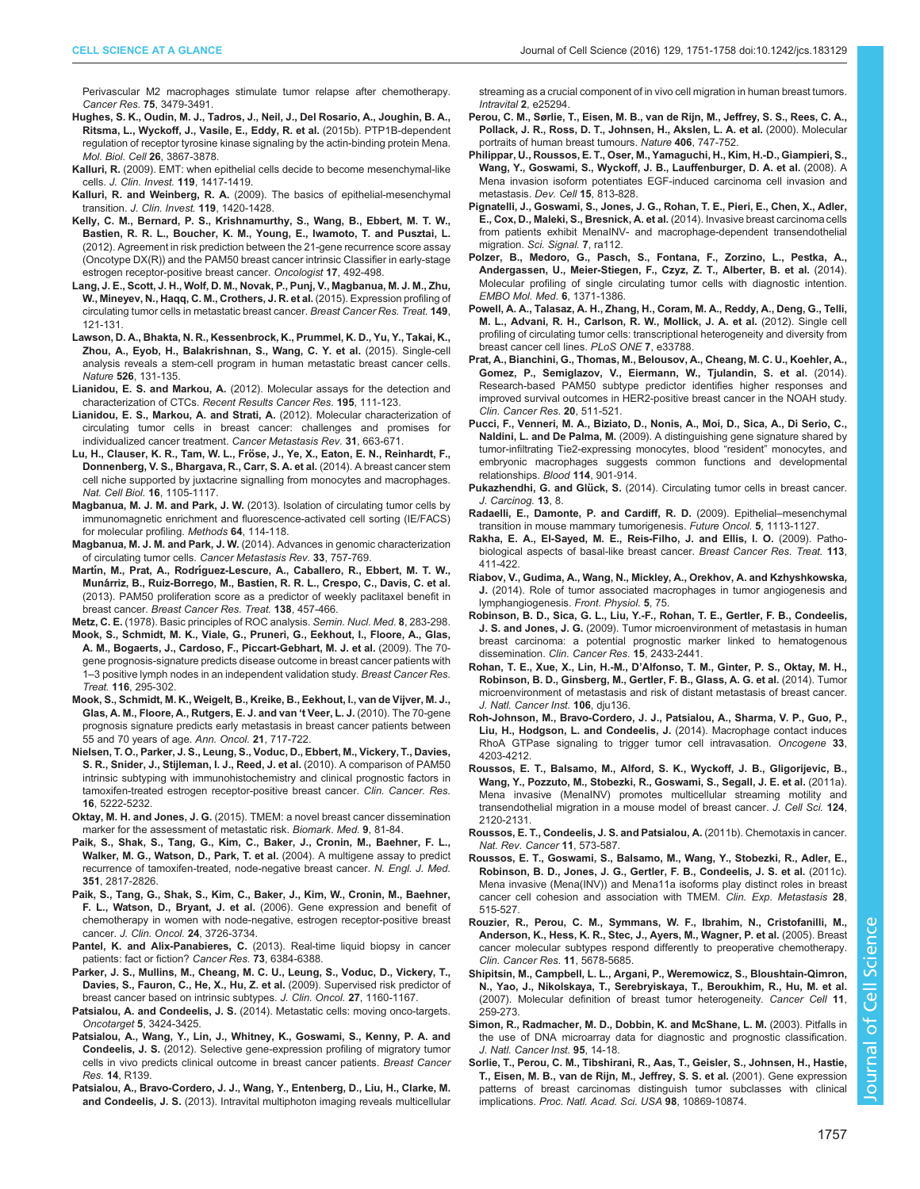Perivascular M2 macrophages stimulate tumor relapse after chemotherapy. *Cancer Res.* **75**, 3479-3491.

**Hughes, S. K., Oudin, M. J., Tadros, J., Neil, J., Del Rosario, A., Joughin, B. A., Ritsma, L., Wyckoff, J., Vasile, E., Eddy, R. et al.** (2015b). PTP1B-dependent regulation of receptor tyrosine kinase signaling by the actin-binding protein Mena. *Mol. Biol. Cell* **26**, 3867-3878.

**Kalluri, R.** (2009). EMT: when epithelial cells decide to become mesenchymal-like cells. *J. Clin. Invest.* **119**, 1417-1419.

**Kalluri, R. and Weinberg, R. A.** (2009). The basics of epithelial-mesenchymal transition. *J. Clin. Invest.* **119**, 1420-1428.

**Kelly, C. M., Bernard, P. S., Krishnamurthy, S., Wang, B., Ebbert, M. T. W., Bastien, R. R. L., Boucher, K. M., Young, E., Iwamoto, T. and Pusztai, L.** (2012). Agreement in risk prediction between the 21-gene recurrence score assay (Oncotype DX(R)) and the PAM50 breast cancer intrinsic Classifier in early-stage estrogen receptor-positive breast cancer. *Oncologist* **17**, 492-498.

**Lang, J. E., Scott, J. H., Wolf, D. M., Novak, P., Punj, V., Magbanua, M. J. M., Zhu, W., Mineyev, N., Haqq, C. M., Crothers, J. R. et al.** (2015). Expression profiling of circulating tumor cells in metastatic breast cancer. *Breast Cancer Res. Treat.* **149**, 121-131.

**Lawson, D. A., Bhakta, N. R., Kessenbrock, K., Prummel, K. D., Yu, Y., Takai, K., Zhou, A., Eyob, H., Balakrishnan, S., Wang, C. Y. et al.** (2015). Single-cell analysis reveals a stem-cell program in human metastatic breast cancer cells. *Nature* **526**, 131-135.

**Lianidou, E. S. and Markou, A.** (2012). Molecular assays for the detection and characterization of CTCs. *Recent Results Cancer Res.* **195**, 111-123.

**Lianidou, E. S., Markou, A. and Strati, A.** (2012). Molecular characterization of circulating tumor cells in breast cancer: challenges and promises for individualized cancer treatment. *Cancer Metastasis Rev.* **31**, 663-671.

**Lu, H., Clauser, K. R., Tam, W. L., Fröse, J., Ye, X., Eaton, E. N., Reinhardt, F., Donnenberg, V. S., Bhargava, R., Carr, S. A. et al.** (2014). A breast cancer stem cell niche supported by juxtacrine signalling from monocytes and macrophages. *Nat. Cell Biol.* **16**, 1105-1117.

**Magbanua, M. J. M. and Park, J. W.** (2013). Isolation of circulating tumor cells by immunomagnetic enrichment and fluorescence-activated cell sorting (IE/FACS) for molecular profiling. *Methods* **64**, 114-118.

**Magbanua, M. J. M. and Park, J. W.** (2014). Advances in genomic characterization of circulating tumor cells. *Cancer Metastasis Rev.* **33**, 757-769.

**Martín, M., Prat, A., Rodríguez-Lescure, A., Caballero, R., Ebbert, M. T. W., Munárriz, B., Ruiz-Borrego, M., Bastien, R. R. L., Crespo, C., Davis, C. et al.** (2013). PAM50 proliferation score as a predictor of weekly paclitaxel benefit in breast cancer. *Breast Cancer Res. Treat.* **138**, 457-466.

**Metz, C. E.** (1978). Basic principles of ROC analysis. *Semin. Nucl. Med.* **8**, 283-298.

**Mook, S., Schmidt, M. K., Viale, G., Pruneri, G., Eekhout, I., Floore, A., Glas, A. M., Bogaerts, J., Cardoso, F., Piccart-Gebhart, M. J. et al.** (2009). The 70-gene prognosis-signature predicts disease outcome in breast cancer patients with 1–3 positive lymph nodes in an independent validation study. *Breast Cancer Res. Treat.* **116**, 295-302.

**Mook, S., Schmidt, M. K., Weigelt, B., Kreike, B., Eekhout, I., van de Vijver, M. J., Glas, A. M., Floore, A., Rutgers, E. J. and van 't Veer, L. J.** (2010). The 70-gene prognosis signature predicts early metastasis in breast cancer patients between 55 and 70 years of age. *Ann. Oncol.* **21**, 717-722.

**Nielsen, T. O., Parker, J. S., Leung, S., Voduc, D., Ebbert, M., Vickery, T., Davies, S. R., Snider, J., Stijleman, I. J., Reed, J. et al.** (2010). A comparison of PAM50 intrinsic subtyping with immunohistochemistry and clinical prognostic factors in tamoxifen-treated estrogen receptor-positive breast cancer. *Clin. Cancer. Res.* **16**, 5222-5232.

**Oktay, M. H. and Jones, J. G.** (2015). TMEM: a novel breast cancer dissemination marker for the assessment of metastatic risk. *Biomark. Med.* **9**, 81-84.

**Paik, S., Shak, S., Tang, G., Kim, C., Baker, J., Cronin, M., Baehner, F. L., Walker, M. G., Watson, D., Park, T. et al.** (2004). A multigene assay to predict recurrence of tamoxifen-treated, node-negative breast cancer. *N. Engl. J. Med.* **351**, 2817-2826.

**Paik, S., Tang, G., Shak, S., Kim, C., Baker, J., Kim, W., Cronin, M., Baehner, F. L., Watson, D., Bryant, J. et al.** (2006). Gene expression and benefit of chemotherapy in women with node-negative, estrogen receptor-positive breast cancer. *J. Clin. Oncol.* **24**, 3726-3734.

**Pantel, K. and Alix-Panabieres, C.** (2013). Real-time liquid biopsy in cancer patients: fact or fiction? *Cancer Res.* **73**, 6384-6388.

**Parker, J. S., Mullins, M., Cheang, M. C. U., Leung, S., Voduc, D., Vickery, T., Davies, S., Fauron, C., He, X., Hu, Z. et al.** (2009). Supervised risk predictor of breast cancer based on intrinsic subtypes. *J. Clin. Oncol.* **27**, 1160-1167.

**Patsialou, A. and Condeelis, J. S.** (2014). Metastatic cells: moving onco-targets. *Oncotarget* **5**, 3424-3425.

**Patsialou, A., Wang, Y., Lin, J., Whitney, K., Goswami, S., Kenny, P. A. and Condeelis, J. S.** (2012). Selective gene-expression profiling of migratory tumor cells in vivo predicts clinical outcome in breast cancer patients. *Breast Cancer Res.* **14**, R139.

**Patsialou, A., Bravo-Cordero, J. J., Wang, Y., Entenberg, D., Liu, H., Clarke, M. and Condeelis, J. S.** (2013). Intravital multiphoton imaging reveals multicellular streaming as a crucial component of in vivo cell migration in human breast tumors. *Intravital* **2**, e25294.

**Perou, C. M., Sørlie, T., Eisen, M. B., van de Rijn, M., Jeffrey, S. S., Rees, C. A., Pollack, J. R., Ross, D. T., Johnsen, H., Akslen, L. A. et al.** (2000). Molecular portraits of human breast tumours. *Nature* **406**, 747-752.

**Philippar, U., Roussos, E. T., Oser, M., Yamaguchi, H., Kim, H.-D., Giampieri, S., Wang, Y., Goswami, S., Wyckoff, J. B., Lauffenburger, D. A. et al.** (2008). A Mena invasion isoform potentiates EGF-induced carcinoma cell invasion and metastasis. *Dev. Cell* **15**, 813-828.

**Pignatelli, J., Goswami, S., Jones, J. G., Rohan, T. E., Pieri, E., Chen, X., Adler, E., Cox, D., Maleki, S., Bresnick, A. et al.** (2014). Invasive breast carcinoma cells from patients exhibit MenaINV- and macrophage-dependent transendothelial migration. *Sci. Signal.* **7**, ra112.

**Polzer, B., Medoro, G., Pasch, S., Fontana, F., Zorzino, L., Pestka, A., Andergassen, U., Meier-Stiegen, F., Czyz, Z. T., Alberter, B. et al.** (2014). Molecular profiling of single circulating tumor cells with diagnostic intention. *EMBO Mol. Med.* **6**, 1371-1386.

**Powell, A. A., Talasaz, A. H., Zhang, H., Coram, M. A., Reddy, A., Deng, G., Telli, M. L., Advani, R. H., Carlson, R. W., Mollick, J. A. et al.** (2012). Single cell profiling of circulating tumor cells: transcriptional heterogeneity and diversity from breast cancer cell lines. *PLoS ONE* **7**, e33788.

**Prat, A., Bianchini, G., Thomas, M., Belousov, A., Cheang, M. C. U., Koehler, A., Gomez, P., Semiglazov, V., Eiermann, W., Tjulandin, S. et al.** (2014). Research-based PAM50 subtype predictor identifies higher responses and improved survival outcomes in HER2-positive breast cancer in the NOAH study. *Clin. Cancer Res.* **20**, 511-521.

**Pucci, F., Venneri, M. A., Biziato, D., Nonis, A., Moi, D., Sica, A., Di Serio, C., Naldini, L. and De Palma, M.** (2009). A distinguishing gene signature shared by tumor-infiltrating Tie2-expressing monocytes, blood "resident" monocytes, and embryonic macrophages suggests common functions and developmental relationships. *Blood* **114**, 901-914.

**Pukazhendhi, G. and Glück, S.** (2014). Circulating tumor cells in breast cancer. *J. Carcinog.* **13**, 8.

**Radaelli, E., Damonte, P. and Cardiff, R. D.** (2009). Epithelial–mesenchymal transition in mouse mammary tumorigenesis. *Future Oncol.* **5**, 1113-1127.

**Rakha, E. A., El-Sayed, M. E., Reis-Filho, J. and Ellis, I. O.** (2009). Patho-biological aspects of basal-like breast cancer. *Breast Cancer Res. Treat.* **113**, 411-422.

**Riabov, V., Gudima, A., Wang, N., Mickley, A., Orekhov, A. and Kzhyshkowska, J.** (2014). Role of tumor associated macrophages in tumor angiogenesis and lymphangiogenesis. *Front. Physiol.* **5**, 75.

**Robinson, B. D., Sica, G. L., Liu, Y.-F., Rohan, T. E., Gertler, F. B., Condeelis, J. S. and Jones, J. G.** (2009). Tumor microenvironment of metastasis in human breast carcinoma: a potential prognostic marker linked to hematogenous dissemination. *Clin. Cancer Res.* **15**, 2433-2441.

**Rohan, T. E., Xue, X., Lin, H.-M., D'Alfonso, T. M., Ginter, P. S., Oktay, M. H., Robinson, B. D., Ginsberg, M., Gertler, F. B., Glass, A. G. et al.** (2014). Tumor microenvironment of metastasis and risk of distant metastasis of breast cancer. *J. Natl. Cancer Inst.* **106**, dju136.

**Roh-Johnson, M., Bravo-Cordero, J. J., Patsialou, A., Sharma, V. P., Guo, P., Liu, H., Hodgson, L. and Condeelis, J.** (2014). Macrophage contact induces RhoA GTPase signaling to trigger tumor cell intravasation. *Oncogene* **33**, 4203-4212.

**Roussos, E. T., Balsamo, M., Alford, S. K., Wyckoff, J. B., Gligorijevic, B., Wang, Y., Pozzuto, M., Stobezki, R., Goswami, S., Segall, J. E. et al.** (2011a). Mena invasive (MenaINV) promotes multicellular streaming motility and transendothelial migration in a mouse model of breast cancer. *J. Cell Sci.* **124**, 2120-2131.

**Roussos, E. T., Condeelis, J. S. and Patsialou, A.** (2011b). Chemotaxis in cancer. *Nat. Rev. Cancer* **11**, 573-587.

**Roussos, E. T., Goswami, S., Balsamo, M., Wang, Y., Stobezki, R., Adler, E., Robinson, B. D., Jones, J. G., Gertler, F. B., Condeelis, J. S. et al.** (2011c). Mena invasive (Mena(INV)) and Mena11a isoforms play distinct roles in breast cancer cell cohesion and association with TMEM. *Clin. Exp. Metastasis* **28**, 515-527.

**Rouzier, R., Perou, C. M., Symmans, W. F., Ibrahim, N., Cristofanilli, M., Anderson, K., Hess, K. R., Stec, J., Ayers, M., Wagner, P. et al.** (2005). Breast cancer molecular subtypes respond differently to preoperative chemotherapy. *Clin. Cancer Res.* **11**, 5678-5685.

**Shipitsin, M., Campbell, L. L., Argani, P., Weremowicz, S., Bloushtain-Qimron, N., Yao, J., Nikolskaya, T., Serebryiskaya, T., Beroukhim, R., Hu, M. et al.** (2007). Molecular definition of breast tumor heterogeneity. *Cancer Cell* **11**, 259-273.

**Simon, R., Radmacher, M. D., Dobbin, K. and McShane, L. M.** (2003). Pitfalls in the use of DNA microarray data for diagnostic and prognostic classification. *J. Natl. Cancer Inst.* **95**, 14-18.

**Sorlie, T., Perou, C. M., Tibshirani, R., Aas, T., Geisler, S., Johnsen, H., Hastie, T., Eisen, M. B., van de Rijn, M., Jeffrey, S. S. et al.** (2001). Gene expression patterns of breast carcinomas distinguish tumor subclasses with clinical implications. *Proc. Natl. Acad. Sci. USA* **98**, 10869-10874.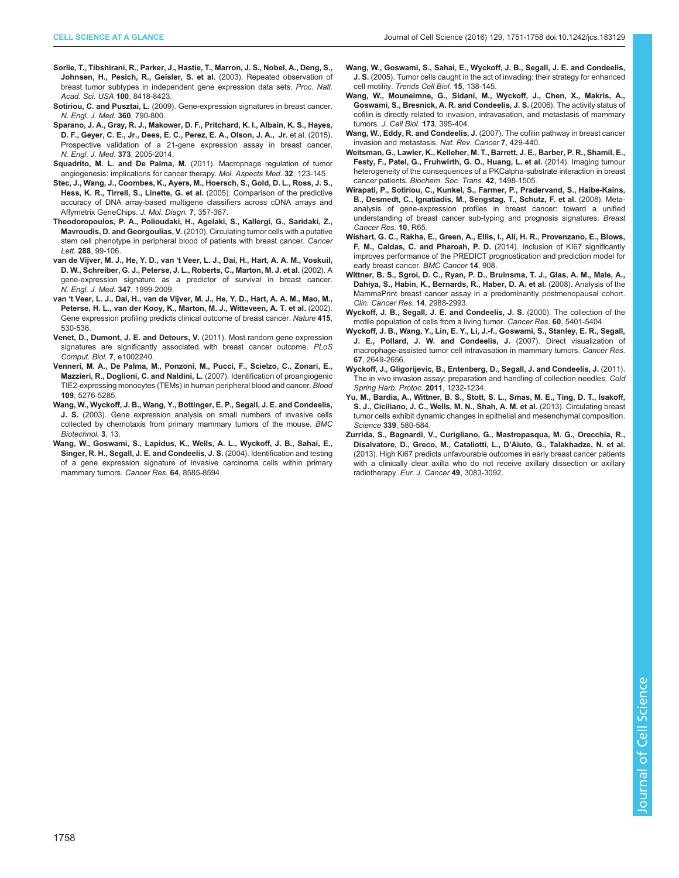**Sorlie, T., Tibshirani, R., Parker, J., Hastie, T., Marron, J. S., Nobel, A., Deng, S., Johnsen, H., Pesich, R., Geisler, S. et al.** (2003). Repeated observation of breast tumor subtypes in independent gene expression data sets. *Proc. Natl. Acad. Sci. USA* **100**, 8418-8423.

**Sotiriou, C. and Pusztai, L.** (2009). Gene-expression signatures in breast cancer. *N. Engl. J. Med.* **360**, 790-800.

**Sparano, J. A., Gray, R. J., Makower, D. F., Pritchard, K. I., Albain, K. S., Hayes, D. F., Geyer, C. E., Jr., Dees, E. C., Perez, E. A., Olson, J. A., Jr.** et al. (2015). Prospective validation of a 21-gene expression assay in breast cancer. *N. Engl. J. Med.* **373**, 2005-2014.

**Squadrito, M. L. and De Palma, M.** (2011). Macrophage regulation of tumor angiogenesis: implications for cancer therapy. *Mol. Aspects Med.* **32**, 123-145.

**Stec, J., Wang, J., Coombes, K., Ayers, M., Hoersch, S., Gold, D. L., Ross, J. S., Hess, K. R., Tirrell, S., Linette, G. et al.** (2005). Comparison of the predictive accuracy of DNA array-based multigene classifiers across cDNA arrays and Affymetrix GeneChips. *J. Mol. Diagn.* **7**, 357-367.

**Theodoropoulos, P. A., Polioudaki, H., Agelaki, S., Kallergi, G., Saridaki, Z., Mavroudis, D. and Georgoulias, V.** (2010). Circulating tumor cells with a putative stem cell phenotype in peripheral blood of patients with breast cancer. *Cancer Lett.* **288**, 99-106.

**van de Vijver, M. J., He, Y. D., van 't Veer, L. J., Dai, H., Hart, A. A. M., Voskuil, D. W., Schreiber, G. J., Peterse, J. L., Roberts, C., Marton, M. J. et al.** (2002). A gene-expression signature as a predictor of survival in breast cancer. *N. Engl. J. Med.* **347**, 1999-2009.

**van 't Veer, L. J., Dai, H., van de Vijver, M. J., He, Y. D., Hart, A. A. M., Mao, M., Peterse, H. L., van der Kooy, K., Marton, M. J., Witteveen, A. T. et al.** (2002). Gene expression profiling predicts clinical outcome of breast cancer. *Nature* **415**, 530-536.

**Venet, D., Dumont, J. E. and Detours, V.** (2011). Most random gene expression signatures are significantly associated with breast cancer outcome. *PLoS Comput. Biol.* **7**, e1002240.

**Venneri, M. A., De Palma, M., Ponzoni, M., Pucci, F., Scielzo, C., Zonari, E., Mazzieri, R., Doglioni, C. and Naldini, L.** (2007). Identification of proangiogenic TIE2-expressing monocytes (TEMs) in human peripheral blood and cancer. *Blood* **109**, 5276-5285.

**Wang, W., Wyckoff, J. B., Wang, Y., Bottinger, E. P., Segall, J. E. and Condeelis, J. S.** (2003). Gene expression analysis on small numbers of invasive cells collected by chemotaxis from primary mammary tumors of the mouse. *BMC Biotechnol.* **3**, 13.

**Wang, W., Goswami, S., Lapidus, K., Wells, A. L., Wyckoff, J. B., Sahai, E., Singer, R. H., Segall, J. E. and Condeelis, J. S.** (2004). Identification and testing of a gene expression signature of invasive carcinoma cells within primary mammary tumors. *Cancer Res.* **64**, 8585-8594.

**Wang, W., Goswami, S., Sahai, E., Wyckoff, J. B., Segall, J. E. and Condeelis, J. S.** (2005). Tumor cells caught in the act of invading: their strategy for enhanced cell motility. *Trends Cell Biol.* **15**, 138-145.

**Wang, W., Mouneimne, G., Sidani, M., Wyckoff, J., Chen, X., Makris, A., Goswami, S., Bresnick, A. R. and Condeelis, J. S.** (2006). The activity status of cofilin is directly related to invasion, intravasation, and metastasis of mammary tumors. *J. Cell Biol.* **173**, 395-404.

**Wang, W., Eddy, R. and Condeelis, J.** (2007). The cofilin pathway in breast cancer invasion and metastasis. *Nat. Rev. Cancer* **7**, 429-440.

**Weitsman, G., Lawler, K., Kelleher, M. T., Barrett, J. E., Barber, P. R., Shamil, E., Festy, F., Patel, G., Fruhwirth, G. O., Huang, L. et al.** (2014). Imaging tumour heterogeneity of the consequences of a PKCalpha-substrate interaction in breast cancer patients. *Biochem. Soc. Trans.* **42**, 1498-1505.

**Wirapati, P., Sotiriou, C., Kunkel, S., Farmer, P., Pradervand, S., Haibe-Kains, B., Desmedt, C., Ignatiadis, M., Sengstag, T., Schutz, F. et al.** (2008). Meta-analysis of gene-expression profiles in breast cancer: toward a unified understanding of breast cancer sub-typing and prognosis signatures. *Breast Cancer Res.* **10**, R65.

**Wishart, G. C., Rakha, E., Green, A., Ellis, I., Ali, H. R., Provenzano, E., Blows, F. M., Caldas, C. and Pharoah, P. D.** (2014). Inclusion of KI67 significantly improves performance of the PREDICT prognostication and prediction model for early breast cancer. *BMC Cancer* **14**, 908.

**Wittner, B. S., Sgroi, D. C., Ryan, P. D., Bruinsma, T. J., Glas, A. M., Male, A., Dahiya, S., Habin, K., Bernards, R., Haber, D. A. et al.** (2008). Analysis of the MammaPrint breast cancer assay in a predominantly postmenopausal cohort. *Clin. Cancer Res.* **14**, 2988-2993.

**Wyckoff, J. B., Segall, J. E. and Condeelis, J. S.** (2000). The collection of the motile population of cells from a living tumor. *Cancer Res.* **60**, 5401-5404.

**Wyckoff, J. B., Wang, Y., Lin, E. Y., Li, J.-f., Goswami, S., Stanley, E. R., Segall, J. E., Pollard, J. W. and Condeelis, J.** (2007). Direct visualization of macrophage-assisted tumor cell intravasation in mammary tumors. *Cancer Res.* **67**, 2649-2656.

**Wyckoff, J., Gligorijevic, B., Entenberg, D., Segall, J. and Condeelis, J.** (2011). The in vivo invasion assay: preparation and handling of collection needles. *Cold Spring Harb. Protoc.* **2011**, 1232-1234.

**Yu, M., Bardia, A., Wittner, B. S., Stott, S. L., Smas, M. E., Ting, D. T., Isakoff, S. J., Ciciliano, J. C., Wells, M. N., Shah, A. M. et al.** (2013). Circulating breast tumor cells exhibit dynamic changes in epithelial and mesenchymal composition. *Science* **339**, 580-584.

**Zurrida, S., Bagnardi, V., Curigliano, G., Mastropasqua, M. G., Orecchia, R., Disalvatore, D., Greco, M., Cataliotti, L., D'Aiuto, G., Talakhadze, N. et al.** (2013). High Ki67 predicts unfavourable outcomes in early breast cancer patients with a clinically clear axilla who do not receive axillary dissection or axillary radiotherapy. *Eur. J. Cancer* **49**, 3083-3092.